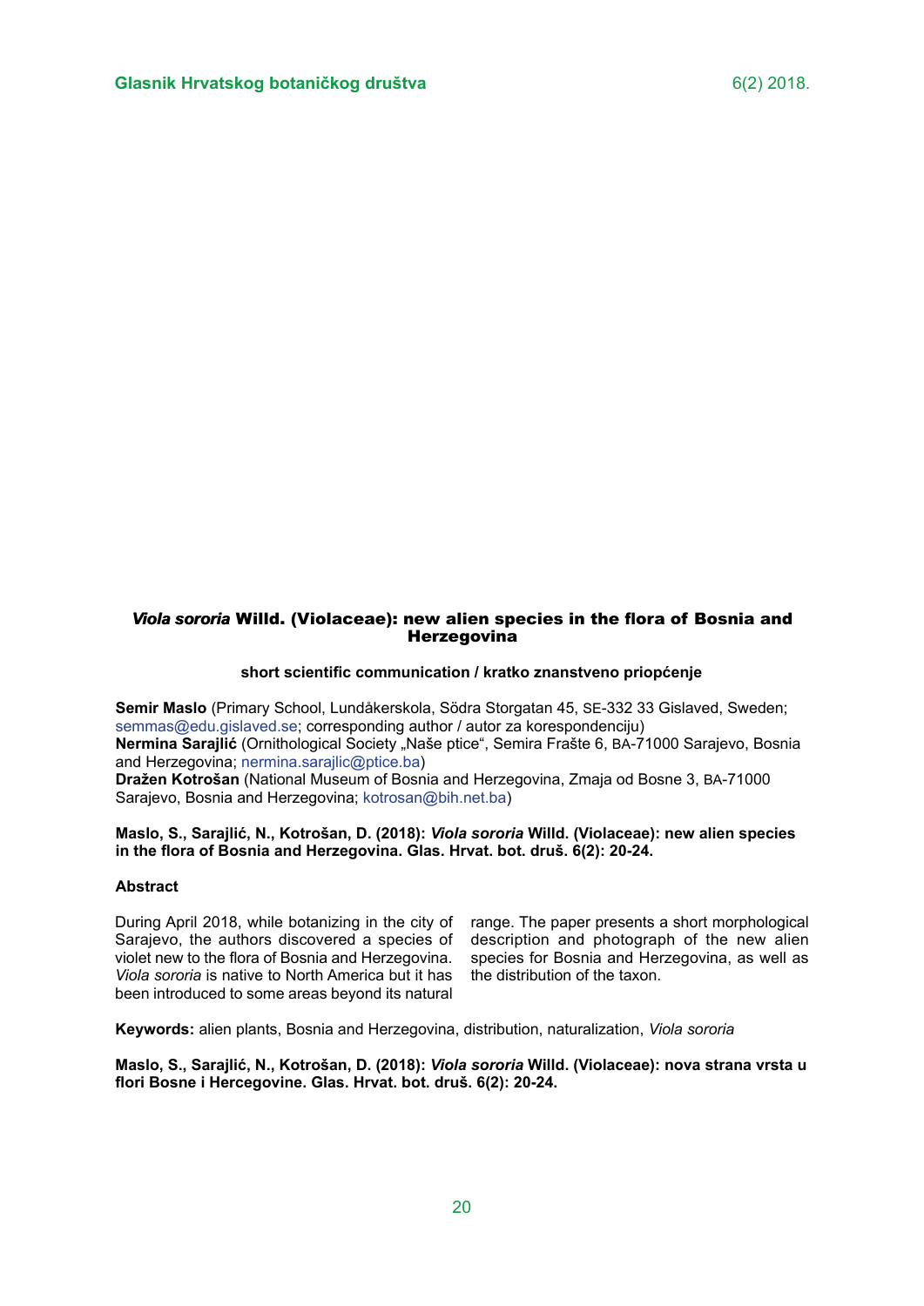# *Viola sororia* Willd. (Violaceae): new alien species in the flora of Bosnia and Herzegovina

**short scientific communication / kratko znanstveno priopćenje**

**Semir Maslo** (Primary School, Lundåkerskola, Södra Storgatan 45, SE-332 33 Gislaved, Sweden; semmas@edu.gislaved.se; corresponding author / autor za korespondenciju)
**Nermina Sarajlić** (Ornithological Society „Naše ptice", Semira Frašte 6, BA-71000 Sarajevo, Bosnia and Herzegovina; nermina.sarajlic@ptice.ba)
**Dražen Kotrošan** (National Museum of Bosnia and Herzegovina, Zmaja od Bosne 3, BA-71000 Sarajevo, Bosnia and Herzegovina; kotrosan@bih.net.ba)

**Maslo, S., Sarajlić, N., Kotrošan, D. (2018): *Viola sororia* Willd. (Violaceae): new alien species in the flora of Bosnia and Herzegovina. Glas. Hrvat. bot. druš. 6(2): 20-24.**

## Abstract

During April 2018, while botanizing in the city of Sarajevo, the authors discovered a species of violet new to the flora of Bosnia and Herzegovina. *Viola sororia* is native to North America but it has been introduced to some areas beyond its natural range. The paper presents a short morphological description and photograph of the new alien species for Bosnia and Herzegovina, as well as the distribution of the taxon.

**Keywords:** alien plants, Bosnia and Herzegovina, distribution, naturalization, *Viola sororia*

**Maslo, S., Sarajlić, N., Kotrošan, D. (2018): *Viola sororia* Willd. (Violaceae): nova strana vrsta u flori Bosne i Hercegovine. Glas. Hrvat. bot. druš. 6(2): 20-24.**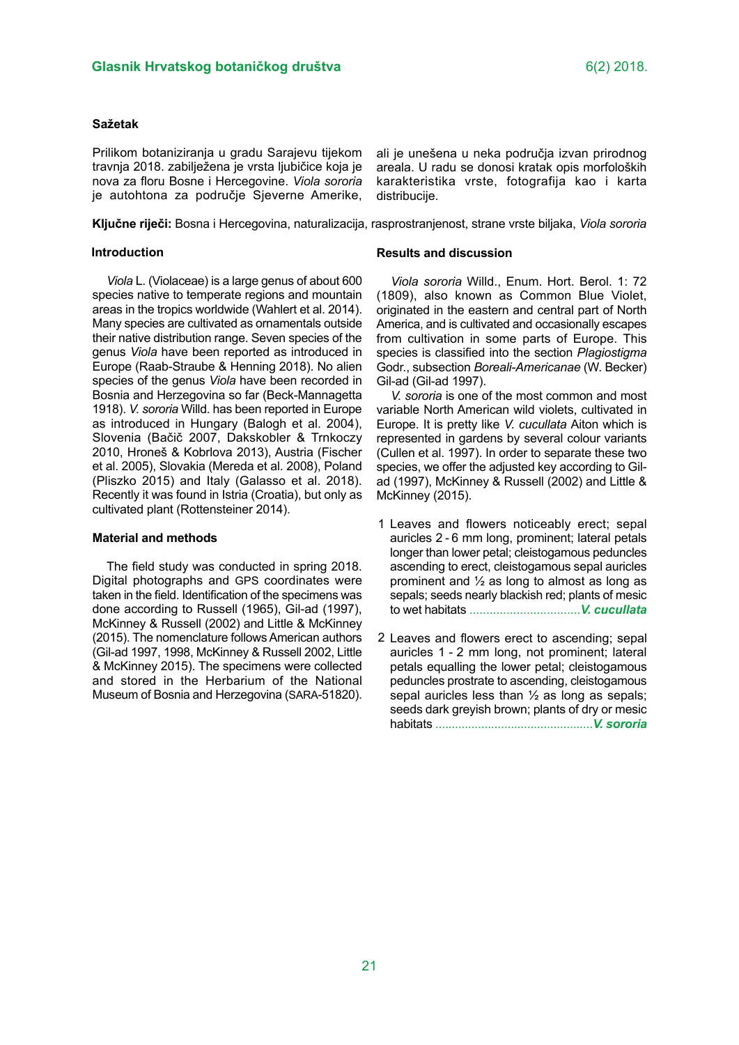### Sažetak

Prilikom botaniziranja u gradu Sarajevu tijekom travnja 2018. zabilježena je vrsta ljubičice koja je nova za floru Bosne i Hercegovine. *Viola sororia* je autohtona za područje Sjeverne Amerike, ali je unešena u neka područja izvan prirodnog areala. U radu se donosi kratak opis morfoloških karakteristika vrste, fotografija kao i karta distribucije.

**Ključne riječi:** Bosna i Hercegovina, naturalizacija, rasprostranjenost, strane vrste biljaka, *Viola sororia*

## Introduction

*Viola* L. (Violaceae) is a large genus of about 600 species native to temperate regions and mountain areas in the tropics worldwide (Wahlert et al. 2014). Many species are cultivated as ornamentals outside their native distribution range. Seven species of the genus *Viola* have been reported as introduced in Europe (Raab-Straube & Henning 2018). No alien species of the genus *Viola* have been recorded in Bosnia and Herzegovina so far (Beck-Mannagetta 1918). *V. sororia* Willd. has been reported in Europe as introduced in Hungary (Balogh et al. 2004), Slovenia (Bačič 2007, Dakskobler & Trnkoczy 2010, Hroneš & Kobrlova 2013), Austria (Fischer et al. 2005), Slovakia (Mereda et al. 2008), Poland (Pliszko 2015) and Italy (Galasso et al. 2018). Recently it was found in Istria (Croatia), but only as cultivated plant (Rottensteiner 2014).

## Material and methods

The field study was conducted in spring 2018. Digital photographs and GPS coordinates were taken in the field. Identification of the specimens was done according to Russell (1965), Gil-ad (1997), McKinney & Russell (2002) and Little & McKinney (2015). The nomenclature follows American authors (Gil-ad 1997, 1998, McKinney & Russell 2002, Little & McKinney 2015). The specimens were collected and stored in the Herbarium of the National Museum of Bosnia and Herzegovina (SARA-51820).

## Results and discussion

*Viola sororia* Willd., Enum. Hort. Berol. 1: 72 (1809), also known as Common Blue Violet, originated in the eastern and central part of North America, and is cultivated and occasionally escapes from cultivation in some parts of Europe. This species is classified into the section *Plagiostigma* Godr., subsection *Boreali-Americanae* (W. Becker) Gil-ad (Gil-ad 1997).

*V. sororia* is one of the most common and most variable North American wild violets, cultivated in Europe. It is pretty like *V. cucullata* Aiton which is represented in gardens by several colour variants (Cullen et al. 1997). In order to separate these two species, we offer the adjusted key according to Gil-ad (1997), McKinney & Russell (2002) and Little & McKinney (2015).

1 Leaves and flowers noticeably erect; sepal auricles 2 - 6 mm long, prominent; lateral petals longer than lower petal; cleistogamous peduncles ascending to erect, cleistogamous sepal auricles prominent and ½ as long to almost as long as sepals; seeds nearly blackish red; plants of mesic to wet habitats ................................***V. cucullata***

2 Leaves and flowers erect to ascending; sepal auricles 1 - 2 mm long, not prominent; lateral petals equalling the lower petal; cleistogamous peduncles prostrate to ascending, cleistogamous sepal auricles less than ½ as long as sepals; seeds dark greyish brown; plants of dry or mesic habitats ...............................................***V. sororia***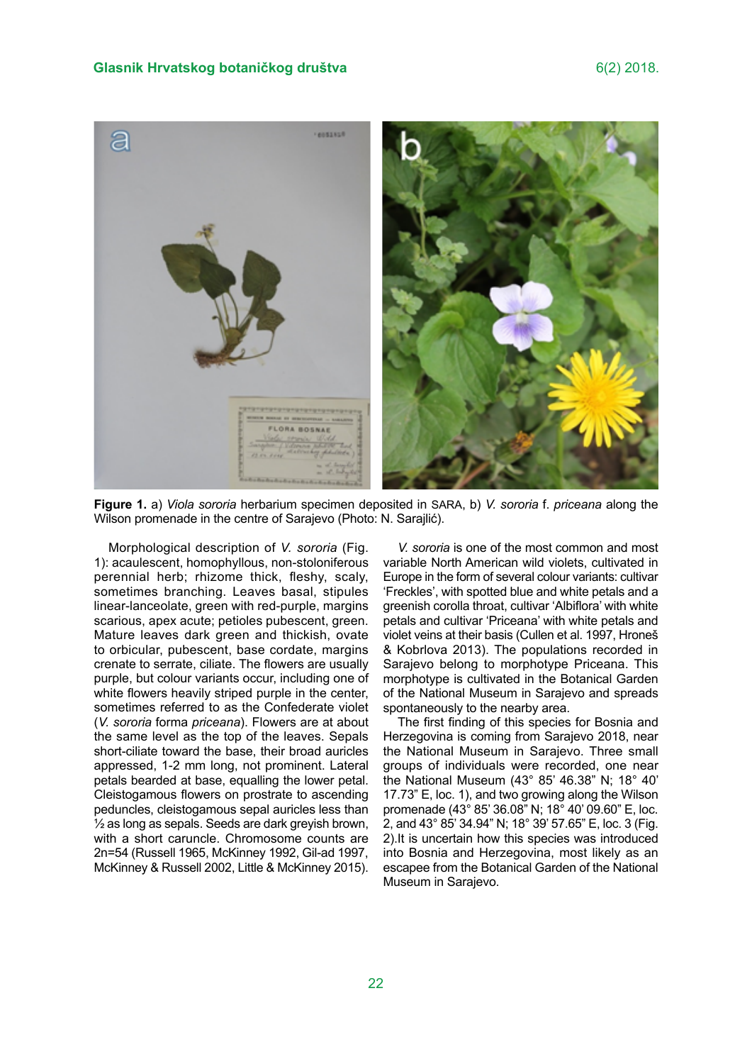**Figure 1.** a) *Viola sororia* herbarium specimen deposited in SARA, b) *V. sororia* f. *priceana* along the Wilson promenade in the centre of Sarajevo (Photo: N. Sarajlić).

Morphological description of *V. sororia* (Fig. 1): acaulescent, homophyllous, non-stoloniferous perennial herb; rhizome thick, fleshy, scaly, sometimes branching. Leaves basal, stipules linear-lanceolate, green with red-purple, margins scarious, apex acute; petioles pubescent, green. Mature leaves dark green and thickish, ovate to orbicular, pubescent, base cordate, margins crenate to serrate, ciliate. The flowers are usually purple, but colour variants occur, including one of white flowers heavily striped purple in the center, sometimes referred to as the Confederate violet (*V. sororia* forma *priceana*). Flowers are at about the same level as the top of the leaves. Sepals short-ciliate toward the base, their broad auricles appressed, 1-2 mm long, not prominent. Lateral petals bearded at base, equalling the lower petal. Cleistogamous flowers on prostrate to ascending peduncles, cleistogamous sepal auricles less than ½ as long as sepals. Seeds are dark greyish brown, with a short caruncle. Chromosome counts are 2n=54 (Russell 1965, McKinney 1992, Gil-ad 1997, McKinney & Russell 2002, Little & McKinney 2015).

*V. sororia* is one of the most common and most variable North American wild violets, cultivated in Europe in the form of several colour variants: cultivar 'Freckles', with spotted blue and white petals and a greenish corolla throat, cultivar 'Albiflora' with white petals and cultivar 'Priceana' with white petals and violet veins at their basis (Cullen et al. 1997, Hroneš & Kobrlova 2013). The populations recorded in Sarajevo belong to morphotype Priceana. This morphotype is cultivated in the Botanical Garden of the National Museum in Sarajevo and spreads spontaneously to the nearby area.

The first finding of this species for Bosnia and Herzegovina is coming from Sarajevo 2018, near the National Museum in Sarajevo. Three small groups of individuals were recorded, one near the National Museum (43° 85' 46.38" N; 18° 40' 17.73" E, loc. 1), and two growing along the Wilson promenade (43° 85' 36.08" N; 18° 40' 09.60" E, loc. 2, and 43° 85' 34.94" N; 18° 39' 57.65" E, loc. 3 (Fig. 2).It is uncertain how this species was introduced into Bosnia and Herzegovina, most likely as an escapee from the Botanical Garden of the National Museum in Sarajevo.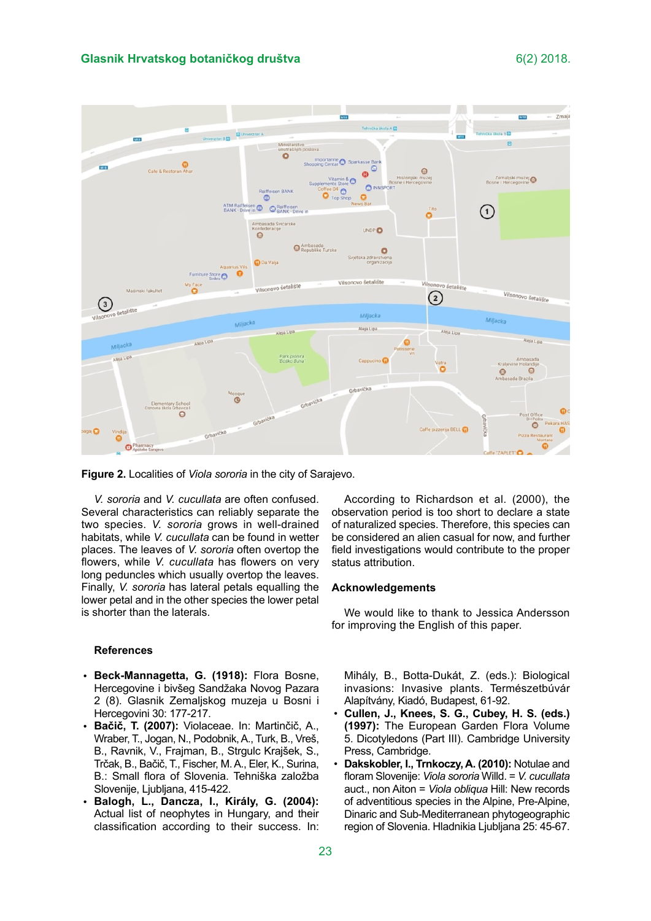**Figure 2.** Localities of *Viola sororia* in the city of Sarajevo.

*V. sororia* and *V. cucullata* are often confused. Several characteristics can reliably separate the two species. *V. sororia* grows in well-drained habitats, while *V. cucullata* can be found in wetter places. The leaves of *V. sororia* often overtop the flowers, while *V. cucullata* has flowers on very long peduncles which usually overtop the leaves. Finally, *V. sororia* has lateral petals equalling the lower petal and in the other species the lower petal is shorter than the laterals.

According to Richardson et al. (2000), the observation period is too short to declare a state of naturalized species. Therefore, this species can be considered an alien casual for now, and further field investigations would contribute to the proper status attribution.

## Acknowledgements

We would like to thank to Jessica Andersson for improving the English of this paper.

## References

- **Beck-Mannagetta, G. (1918):** Flora Bosne, Hercegovine i bivšeg Sandžaka Novog Pazara 2 (8). Glasnik Zemaljskog muzeja u Bosni i Hercegovini 30: 177-217.
- **Bačič, T. (2007):** Violaceae. In: Martinčič, A., Wraber, T., Jogan, N., Podobnik, A., Turk, B., Vreš, B., Ravnik, V., Frajman, B., Strgulc Krajšek, S., Trčak, B., Bačič, T., Fischer, M. A., Eler, K., Surina, B.: Small flora of Slovenia. Tehniška založba Slovenije, Ljubljana, 415-422.
- **Balogh, L., Dancza, I., Király, G. (2004):** Actual list of neophytes in Hungary, and their classification according to their success. In: Mihály, B., Botta-Dukát, Z. (eds.): Biological invasions: Invasive plants. Természetbúvár Alapítvány, Kiadó, Budapest, 61-92.
- **Cullen, J., Knees, S. G., Cubey, H. S. (eds.) (1997):** The European Garden Flora Volume 5. Dicotyledons (Part III). Cambridge University Press, Cambridge.
- **Dakskobler, I., Trnkoczy, A. (2010):** Notulae and floram Slovenije: *Viola sororia* Willd. = *V. cucullata* auct., non Aiton = *Viola obliqua* Hill: New records of adventitious species in the Alpine, Pre-Alpine, Dinaric and Sub-Mediterranean phytogeographic region of Slovenia. Hladnikia Ljubljana 25: 45-67.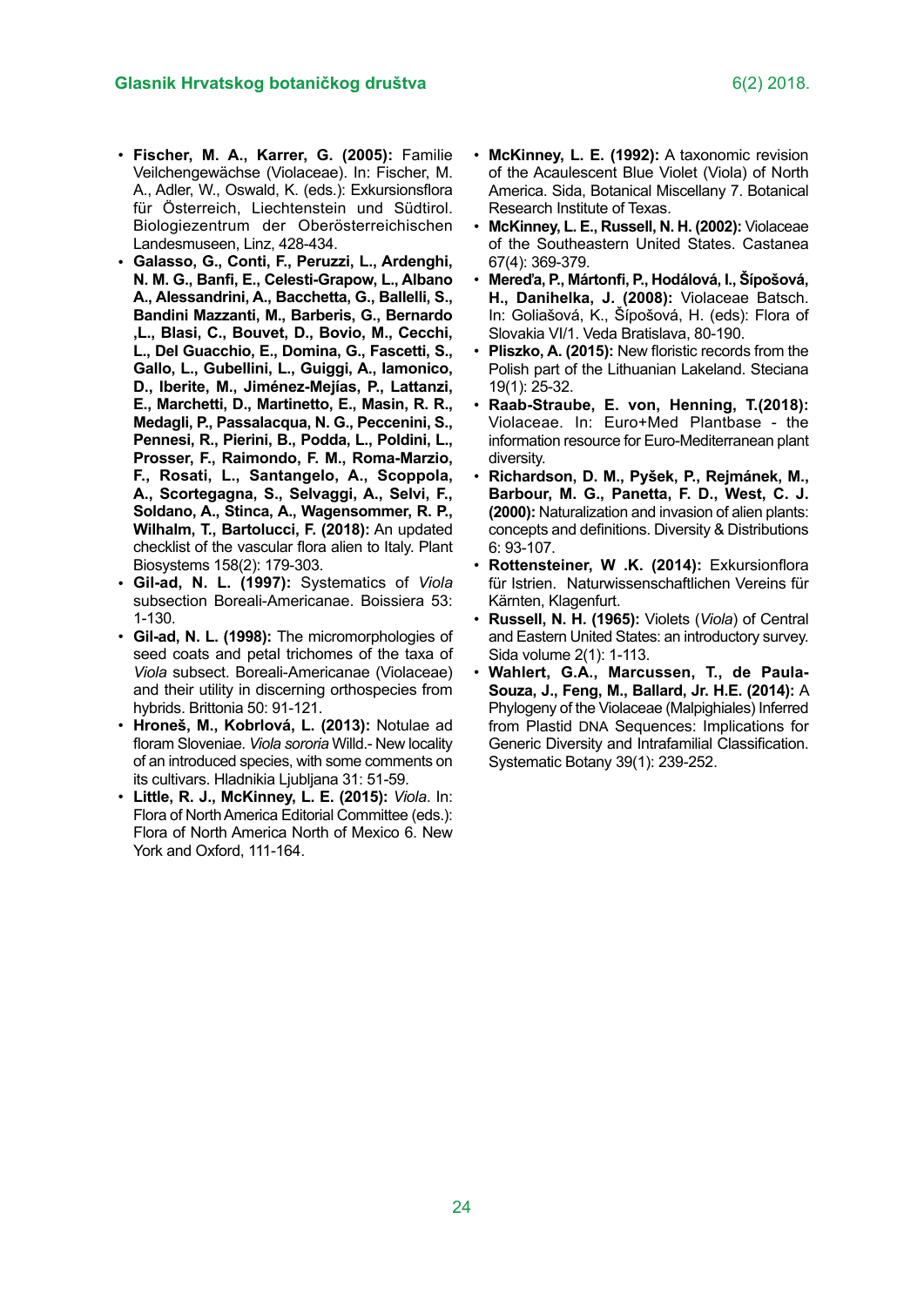- **Fischer, M. A., Karrer, G. (2005):** Familie Veilchengewächse (Violaceae). In: Fischer, M. A., Adler, W., Oswald, K. (eds.): Exkursionsflora für Österreich, Liechtenstein und Südtirol. Biologiezentrum der Oberösterreichischen Landesmuseen, Linz, 428-434.
- **Galasso, G., Conti, F., Peruzzi, L., Ardenghi, N. M. G., Banfi, E., Celesti-Grapow, L., Albano A., Alessandrini, A., Bacchetta, G., Ballelli, S., Bandini Mazzanti, M., Barberis, G., Bernardo ,L., Blasi, C., Bouvet, D., Bovio, M., Cecchi, L., Del Guacchio, E., Domina, G., Fascetti, S., Gallo, L., Gubellini, L., Guiggi, A., Iamonico, D., Iberite, M., Jiménez-Mejías, P., Lattanzi, E., Marchetti, D., Martinetto, E., Masin, R. R., Medagli, P., Passalacqua, N. G., Peccenini, S., Pennesi, R., Pierini, B., Podda, L., Poldini, L., Prosser, F., Raimondo, F. M., Roma-Marzio, F., Rosati, L., Santangelo, A., Scoppola, A., Scortegagna, S., Selvaggi, A., Selvi, F., Soldano, A., Stinca, A., Wagensommer, R. P., Wilhalm, T., Bartolucci, F. (2018):** An updated checklist of the vascular flora alien to Italy. Plant Biosystems 158(2): 179-303.
- **Gil-ad, N. L. (1997):** Systematics of *Viola* subsection Boreali-Americanae. Boissiera 53: 1-130.
- **Gil-ad, N. L. (1998):** The micromorphologies of seed coats and petal trichomes of the taxa of *Viola* subsect. Boreali-Americanae (Violaceae) and their utility in discerning orthospecies from hybrids. Brittonia 50: 91-121.
- **Hroneš, M., Kobrlová, L. (2013):** Notulae ad floram Sloveniae. *Viola sororia* Willd.- New locality of an introduced species, with some comments on its cultivars. Hladnikia Ljubljana 31: 51-59.
- **Little, R. J., McKinney, L. E. (2015):** *Viola*. In: Flora of North America Editorial Committee (eds.): Flora of North America North of Mexico 6. New York and Oxford, 111-164.
- **McKinney, L. E. (1992):** A taxonomic revision of the Acaulescent Blue Violet (Viola) of North America. Sida, Botanical Miscellany 7. Botanical Research Institute of Texas.
- **McKinney, L. E., Russell, N. H. (2002):** Violaceae of the Southeastern United States. Castanea 67(4): 369-379.
- **Mereďa, P., Mártonfi, P., Hodálová, I., Šípošová, H., Danihelka, J. (2008):** Violaceae Batsch. In: Goliašová, K., Šípošová, H. (eds): Flora of Slovakia VI/1. Veda Bratislava, 80-190.
- **Pliszko, A. (2015):** New floristic records from the Polish part of the Lithuanian Lakeland. Steciana 19(1): 25-32.
- **Raab-Straube, E. von, Henning, T.(2018):** Violaceae. In: Euro+Med Plantbase - the information resource for Euro-Mediterranean plant diversity.
- **Richardson, D. M., Pyšek, P., Rejmánek, M., Barbour, M. G., Panetta, F. D., West, C. J. (2000):** Naturalization and invasion of alien plants: concepts and definitions. Diversity & Distributions 6: 93-107.
- **Rottensteiner, W .K. (2014):** Exkursionflora für Istrien. Naturwissenschaftlichen Vereins für Kärnten, Klagenfurt.
- **Russell, N. H. (1965):** Violets (*Viola*) of Central and Eastern United States: an introductory survey. Sida volume 2(1): 1-113.
- **Wahlert, G.A., Marcussen, T., de Paula-Souza, J., Feng, M., Ballard, Jr. H.E. (2014):** A Phylogeny of the Violaceae (Malpighiales) Inferred from Plastid DNA Sequences: Implications for Generic Diversity and Intrafamilial Classification. Systematic Botany 39(1): 239-252.